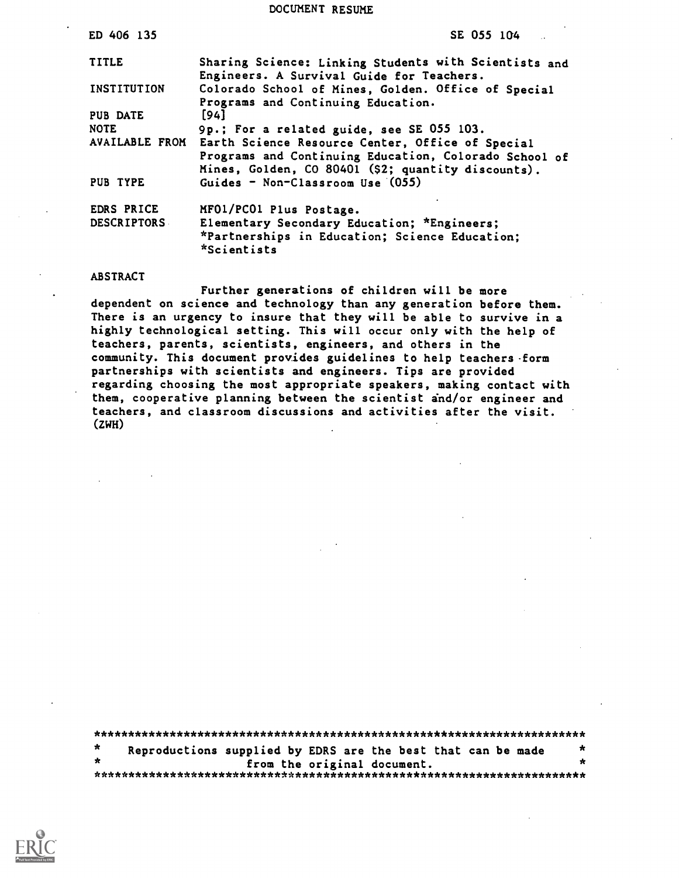# DOCUMENT RESUME

ED 406 135 SE 055 104

| | |
|---|---|
| TITLE | Sharing Science: Linking Students with Scientists and Engineers. A Survival Guide for Teachers. |
| INSTITUTION | Colorado School of Mines, Golden. Office of Special Programs and Continuing Education. |
| PUB DATE | [94] |
| NOTE | 9p.; For a related guide, see SE 055 103. |
| AVAILABLE FROM | Earth Science Resource Center, Office of Special Programs and Continuing Education, Colorado School of Mines, Golden, CO 80401 ($2; quantity discounts). |
| PUB TYPE | Guides - Non-Classroom Use (055) |
| EDRS PRICE | MF01/PC01 Plus Postage. |
| DESCRIPTORS | Elementary Secondary Education; *Engineers; *Partnerships in Education; Science Education; *Scientists |

## ABSTRACT

Further generations of children will be more dependent on science and technology than any generation before them. There is an urgency to insure that they will be able to survive in a highly technological setting. This will occur only with the help of teachers, parents, scientists, engineers, and others in the community. This document provides guidelines to help teachers form partnerships with scientists and engineers. Tips are provided regarding choosing the most appropriate speakers, making contact with them, cooperative planning between the scientist and/or engineer and teachers, and classroom discussions and activities after the visit. (ZWH)

***********************************************************************

Reproductions supplied by EDRS are the best that can be made from the original document.

***********************************************************************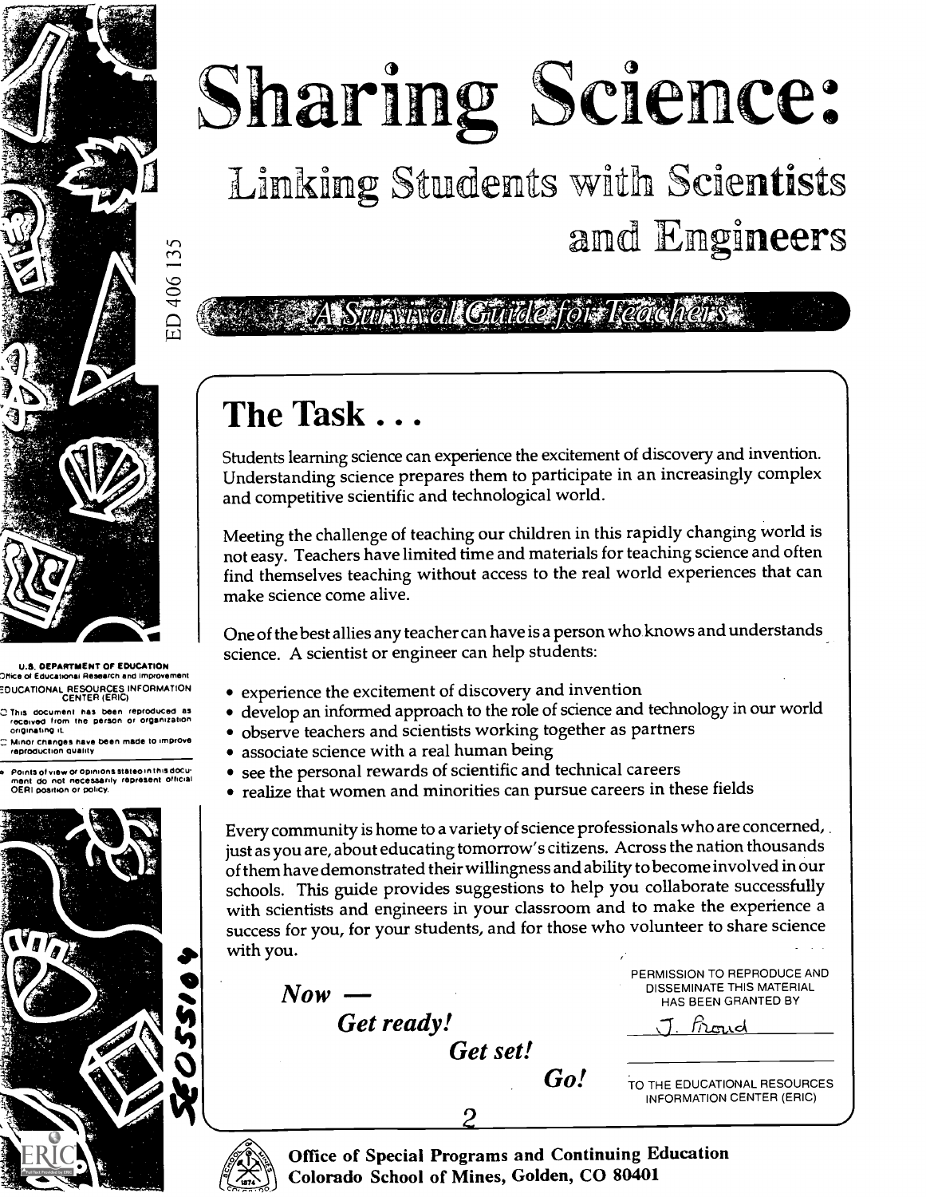# Sharing Science:

## Linking Students with Scientists and Engineers

### A Survival Guide for Teachers

ED 406 135

## The Task . . .

Students learning science can experience the excitement of discovery and invention. Understanding science prepares them to participate in an increasingly complex and competitive scientific and technological world.

Meeting the challenge of teaching our children in this rapidly changing world is not easy. Teachers have limited time and materials for teaching science and often find themselves teaching without access to the real world experiences that can make science come alive.

One of the best allies any teacher can have is a person who knows and understands science. A scientist or engineer can help students:

- experience the excitement of discovery and invention
- develop an informed approach to the role of science and technology in our world
- observe teachers and scientists working together as partners
- associate science with a real human being
- see the personal rewards of scientific and technical careers
- realize that women and minorities can pursue careers in these fields

Every community is home to a variety of science professionals who are concerned, just as you are, about educating tomorrow's citizens. Across the nation thousands of them have demonstrated their willingness and ability to become involved in our schools. This guide provides suggestions to help you collaborate successfully with scientists and engineers in your classroom and to make the experience a success for you, for your students, and for those who volunteer to share science with you.

***Now — Get ready! Get set! Go!***

U.S. DEPARTMENT OF EDUCATION
Office of Educational Research and Improvement
EDUCATIONAL RESOURCES INFORMATION CENTER (ERIC)

- This document has been reproduced as received from the person or organization originating it.
- Minor changes have been made to improve reproduction quality.
- Points of view or opinions stated in this document do not necessarily represent official OERI position or policy.

PERMISSION TO REPRODUCE AND DISSEMINATE THIS MATERIAL HAS BEEN GRANTED BY

J. Proud

TO THE EDUCATIONAL RESOURCES INFORMATION CENTER (ERIC)

SE055104

**Office of Special Programs and Continuing Education**
**Colorado School of Mines, Golden, CO 80401**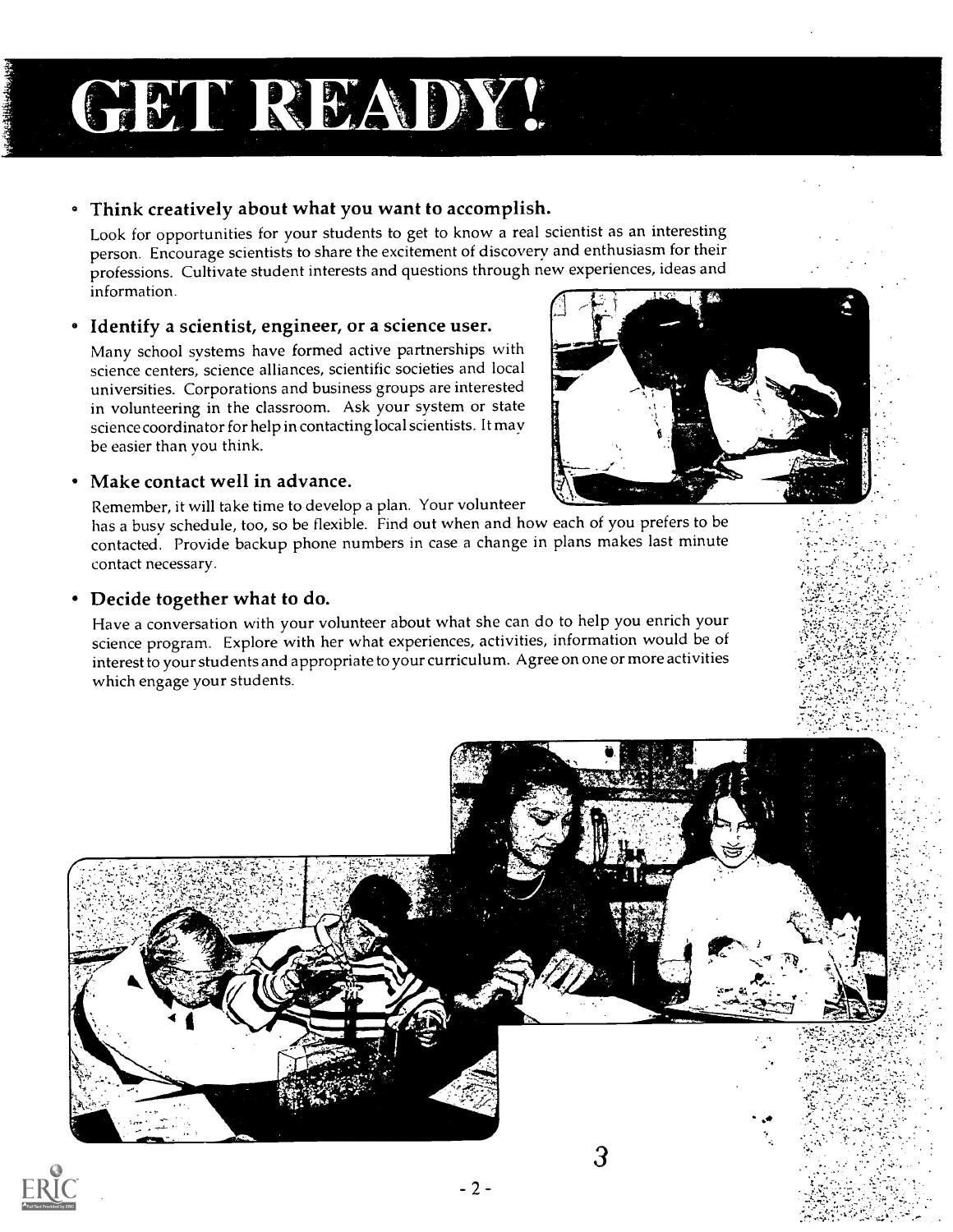# GET READY!

- **Think creatively about what you want to accomplish.**

  Look for opportunities for your students to get to know a real scientist as an interesting person. Encourage scientists to share the excitement of discovery and enthusiasm for their professions. Cultivate student interests and questions through new experiences, ideas and information.

- **Identify a scientist, engineer, or a science user.**

  Many school systems have formed active partnerships with science centers, science alliances, scientific societies and local universities. Corporations and business groups are interested in volunteering in the classroom. Ask your system or state science coordinator for help in contacting local scientists. It may be easier than you think.

- **Make contact well in advance.**

  Remember, it will take time to develop a plan. Your volunteer has a busy schedule, too, so be flexible. Find out when and how each of you prefers to be contacted. Provide backup phone numbers in case a change in plans makes last minute contact necessary.

- **Decide together what to do.**

  Have a conversation with your volunteer about what she can do to help you enrich your science program. Explore with her what experiences, activities, information would be of interest to your students and appropriate to your curriculum. Agree on one or more activities which engage your students.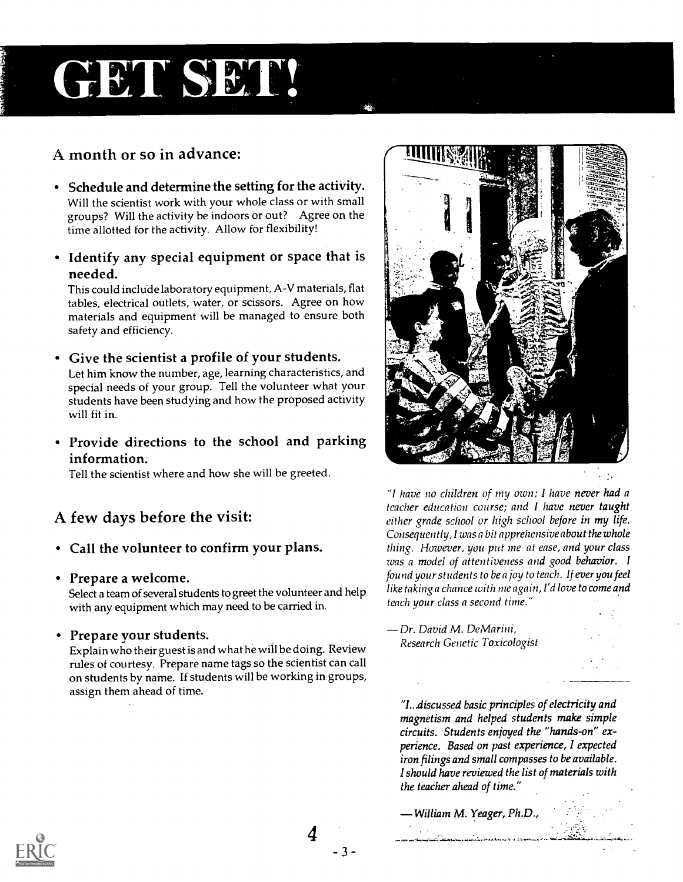# GET SET!

## A month or so in advance:

- **Schedule and determine the setting for the activity.** Will the scientist work with your whole class or with small groups? Will the activity be indoors or out? Agree on the time allotted for the activity. Allow for flexibility!

- **Identify any special equipment or space that is needed.** This could include laboratory equipment, A-V materials, flat tables, electrical outlets, water, or scissors. Agree on how materials and equipment will be managed to ensure both safety and efficiency.

- **Give the scientist a profile of your students.** Let him know the number, age, learning characteristics, and special needs of your group. Tell the volunteer what your students have been studying and how the proposed activity will fit in.

- **Provide directions to the school and parking information.** Tell the scientist where and how she will be greeted.

## A few days before the visit:

- **Call the volunteer to confirm your plans.**

- **Prepare a welcome.** Select a team of several students to greet the volunteer and help with any equipment which may need to be carried in.

- **Prepare your students.** Explain who their guest is and what he will be doing. Review rules of courtesy. Prepare name tags so the scientist can call on students by name. If students will be working in groups, assign them ahead of time.

*"I have no children of my own; I have **never had** a teacher education course; and I have **never taught** either grade school or high school before in my life. Consequently, I was a bit apprehensive about the whole thing. However, you put me at ease, and your class was a model of attentiveness and good behavior. I found your students to be a joy to teach. If ever you feel like taking a chance with me again, I'd love to come and teach your class a second time."*

*—Dr. David M. DeMarini,*
*Research Genetic Toxicologist*

*"I...discussed basic principles of electricity and magnetism and helped students make simple circuits. Students enjoyed the "hands-on" experience. Based on past experience, I expected iron filings and small compasses to be available. I should have reviewed the list of materials with the teacher ahead of time."*

*— William M. Yeager, Ph.D.,*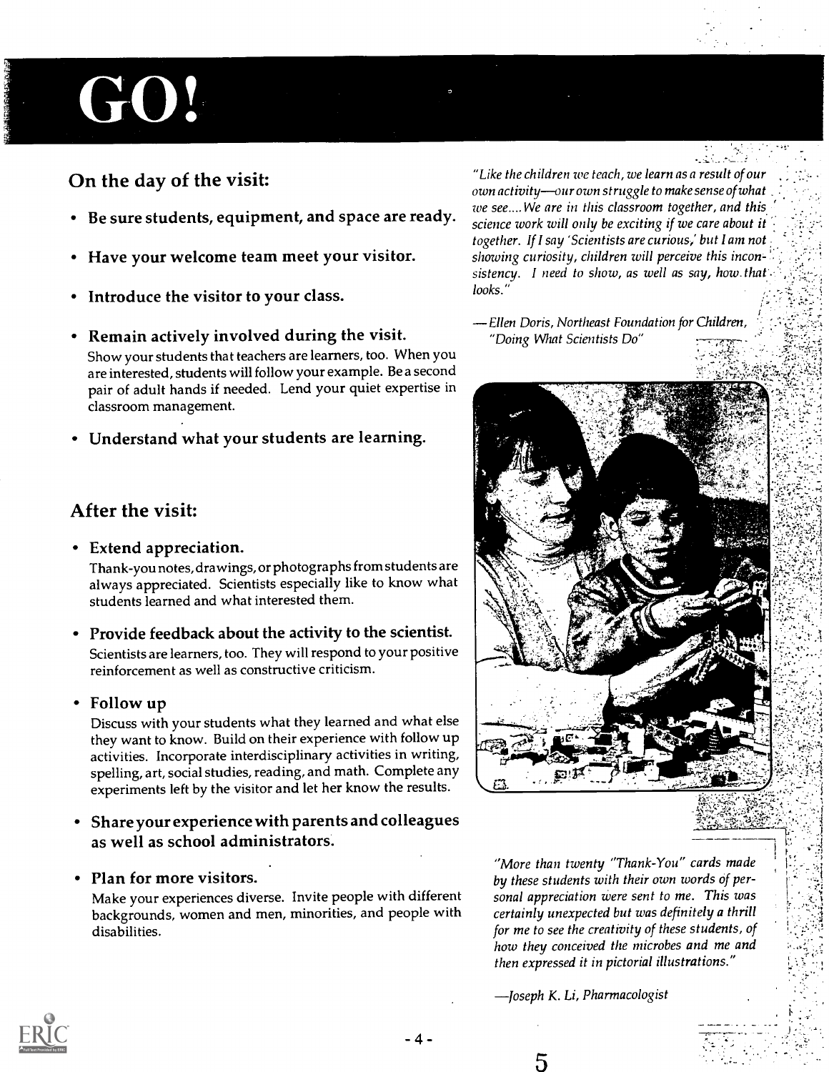# GO!

## On the day of the visit:

- **Be sure students, equipment, and space are ready.**
- **Have your welcome team meet your visitor.**
- **Introduce the visitor to your class.**
- **Remain actively involved during the visit.**
  Show your students that teachers are learners, too. When you are interested, students will follow your example. Be a second pair of adult hands if needed. Lend your quiet expertise in classroom management.
- **Understand what your students are learning.**

## After the visit:

- **Extend appreciation.**
  Thank-you notes, drawings, or photographs from students are always appreciated. Scientists especially like to know what students learned and what interested them.
- **Provide feedback about the activity to the scientist.**
  Scientists are learners, too. They will respond to your positive reinforcement as well as constructive criticism.
- **Follow up**
  Discuss with your students what they learned and what else they want to know. Build on their experience with follow up activities. Incorporate interdisciplinary activities in writing, spelling, art, social studies, reading, and math. Complete any experiments left by the visitor and let her know the results.
- **Share your experience with parents and colleagues as well as school administrators.**
- **Plan for more visitors.**
  Make your experiences diverse. Invite people with different backgrounds, women and men, minorities, and people with disabilities.

*"Like the children we teach, we learn as a result of our own activity—our own struggle to make sense of what we see.... We are in this classroom together, and this science work will only be exciting if we care about it together. If I say 'Scientists are curious,' but I am not showing curiosity, children will perceive this inconsistency. I need to show, as well as say, how that looks."*

*—Ellen Doris, Northeast Foundation for Children, "Doing What Scientists Do"*

*"More than twenty "Thank-You" cards made by these students with their own words of personal appreciation were sent to me. This was certainly unexpected but was definitely a thrill for me to see the creativity of these students, of how they conceived the microbes and me and then expressed it in pictorial illustrations."*

*—Joseph K. Li, Pharmacologist*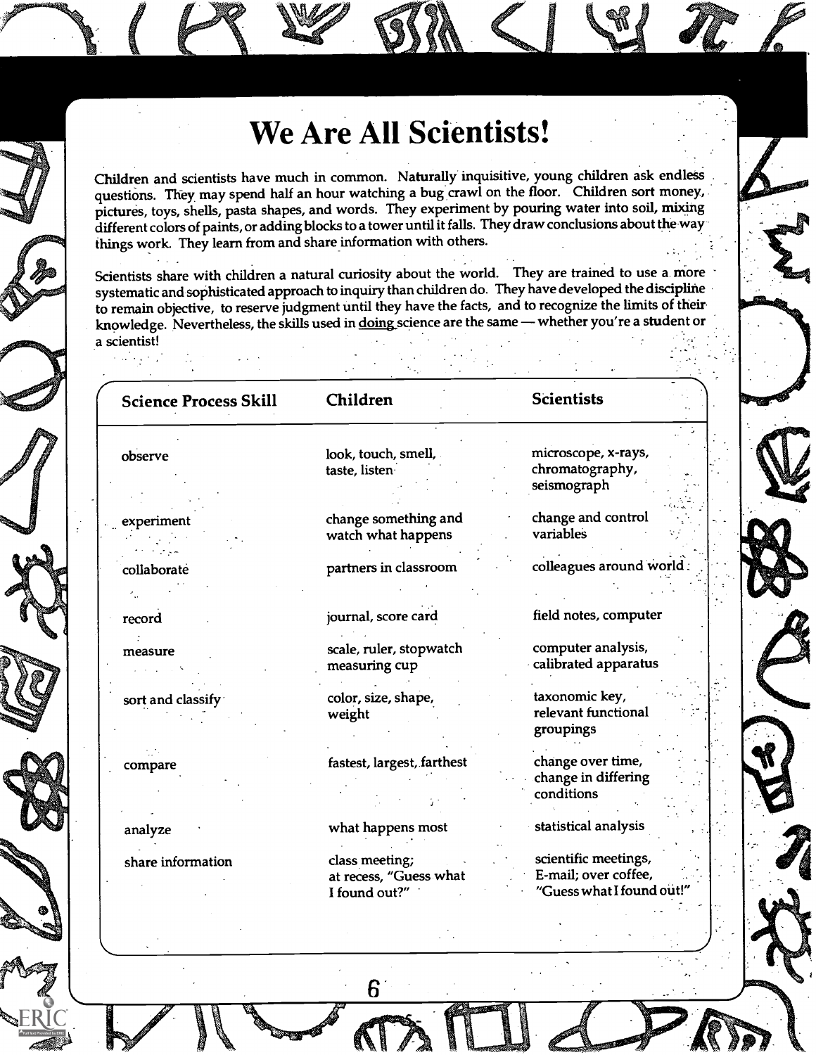# We Are All Scientists!

Children and scientists have much in common. Naturally inquisitive, young children ask endless questions. They may spend half an hour watching a bug crawl on the floor. Children sort money, pictures, toys, shells, pasta shapes, and words. They experiment by pouring water into soil, mixing different colors of paints, or adding blocks to a tower until it falls. They draw conclusions about the way things work. They learn from and share information with others.

Scientists share with children a natural curiosity about the world. They are trained to use a more systematic and sophisticated approach to inquiry than children do. They have developed the discipline to remain objective, to reserve judgment until they have the facts, and to recognize the limits of their knowledge. Nevertheless, the skills used in doing science are the same — whether you're a student or a scientist!

| Science Process Skill | Children | Scientists |
|---|---|---|
| observe | look, touch, smell, taste, listen | microscope, x-rays, chromatography, seismograph |
| experiment | change something and watch what happens | change and control variables |
| collaborate | partners in classroom | colleagues around world |
| record | journal, score card | field notes, computer |
| measure | scale, ruler, stopwatch measuring cup | computer analysis, calibrated apparatus |
| sort and classify | color, size, shape, weight | taxonomic key, relevant functional groupings |
| compare | fastest, largest, farthest | change over time, change in differing conditions |
| analyze | what happens most | statistical analysis |
| share information | class meeting; at recess, "Guess what I found out?" | scientific meetings, E-mail; over coffee, "Guess what I found out!" |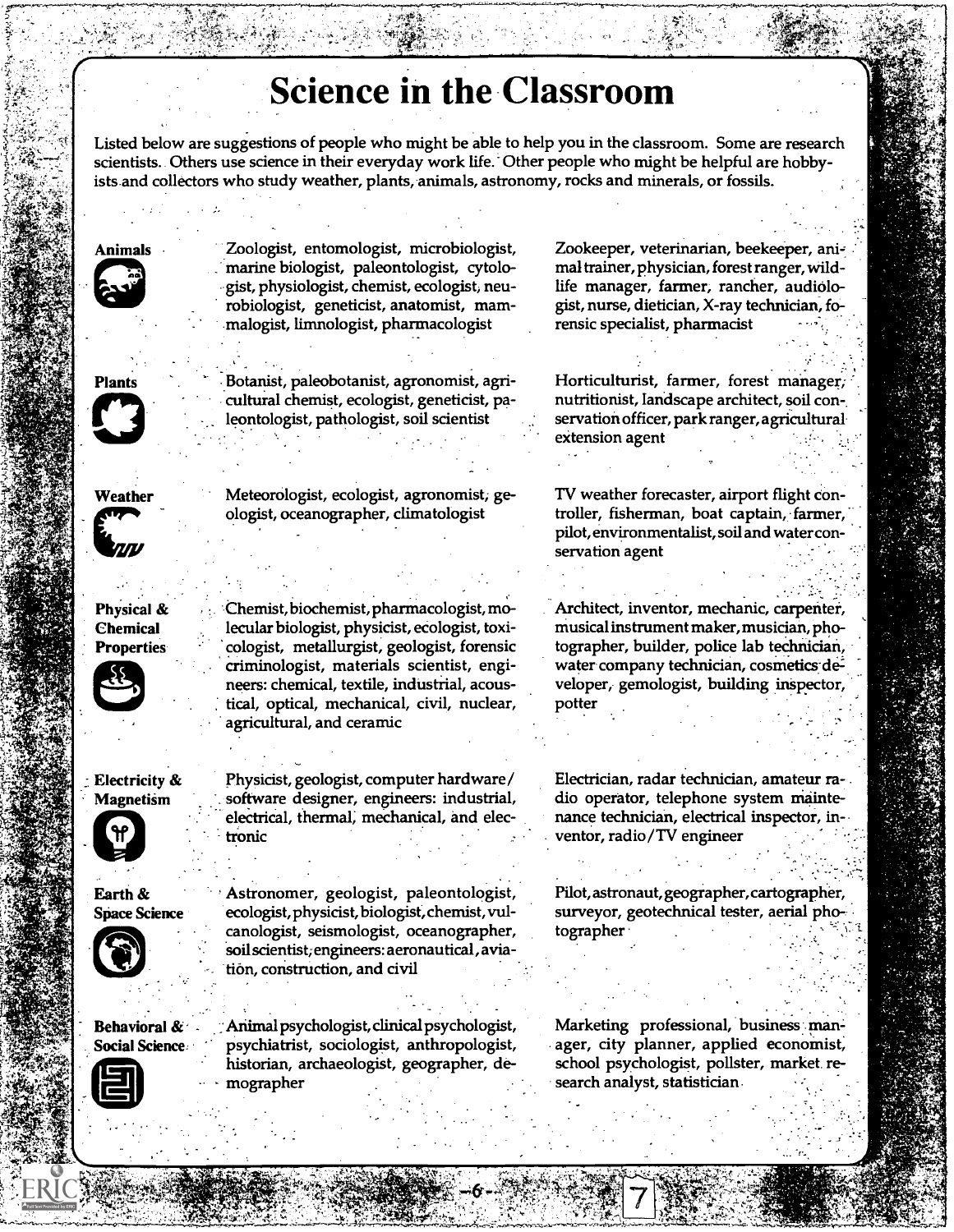# Science in the Classroom

Listed below are suggestions of people who might be able to help you in the classroom. Some are research scientists. Others use science in their everyday work life. Other people who might be helpful are hobbyists and collectors who study weather, plants, animals, astronomy, rocks and minerals, or fossils.

| | | |
|---|---|---|
| **Animals** | Zoologist, entomologist, microbiologist, marine biologist, paleontologist, cytologist, physiologist, chemist, ecologist, neurobiologist, geneticist, anatomist, mammalogist, limnologist, pharmacologist | Zookeeper, veterinarian, beekeeper, animal trainer, physician, forest ranger, wildlife manager, farmer, rancher, audiologist, nurse, dietician, X-ray technician, forensic specialist, pharmacist |
| **Plants** | Botanist, paleobotanist, agronomist, agricultural chemist, ecologist, geneticist, paleontologist, pathologist, soil scientist | Horticulturist, farmer, forest manager, nutritionist, landscape architect, soil conservation officer, park ranger, agricultural extension agent |
| **Weather** | Meteorologist, ecologist, agronomist, geologist, oceanographer, climatologist | TV weather forecaster, airport flight controller, fisherman, boat captain, farmer, pilot, environmentalist, soil and water conservation agent |
| **Physical & Chemical Properties** | Chemist, biochemist, pharmacologist, molecular biologist, physicist, ecologist, toxicologist, metallurgist, geologist, forensic criminologist, materials scientist, engineers: chemical, textile, industrial, acoustical, optical, mechanical, civil, nuclear, agricultural, and ceramic | Architect, inventor, mechanic, carpenter, musical instrument maker, musician, photographer, builder, police lab technician, water company technician, cosmetics developer, gemologist, building inspector, potter |
| **Electricity & Magnetism** | Physicist, geologist, computer hardware/software designer, engineers: industrial, electrical, thermal, mechanical, and electronic | Electrician, radar technician, amateur radio operator, telephone system maintenance technician, electrical inspector, inventor, radio/TV engineer |
| **Earth & Space Science** | Astronomer, geologist, paleontologist, ecologist, physicist, biologist, chemist, vulcanologist, seismologist, oceanographer, soil scientist, engineers: aeronautical, aviation, construction, and civil | Pilot, astronaut, geographer, cartographer, surveyor, geotechnical tester, aerial photographer |
| **Behavioral & Social Science** | Animal psychologist, clinical psychologist, psychiatrist, sociologist, anthropologist, historian, archaeologist, geographer, demographer | Marketing professional, business manager, city planner, applied economist, school psychologist, pollster, market research analyst, statistician |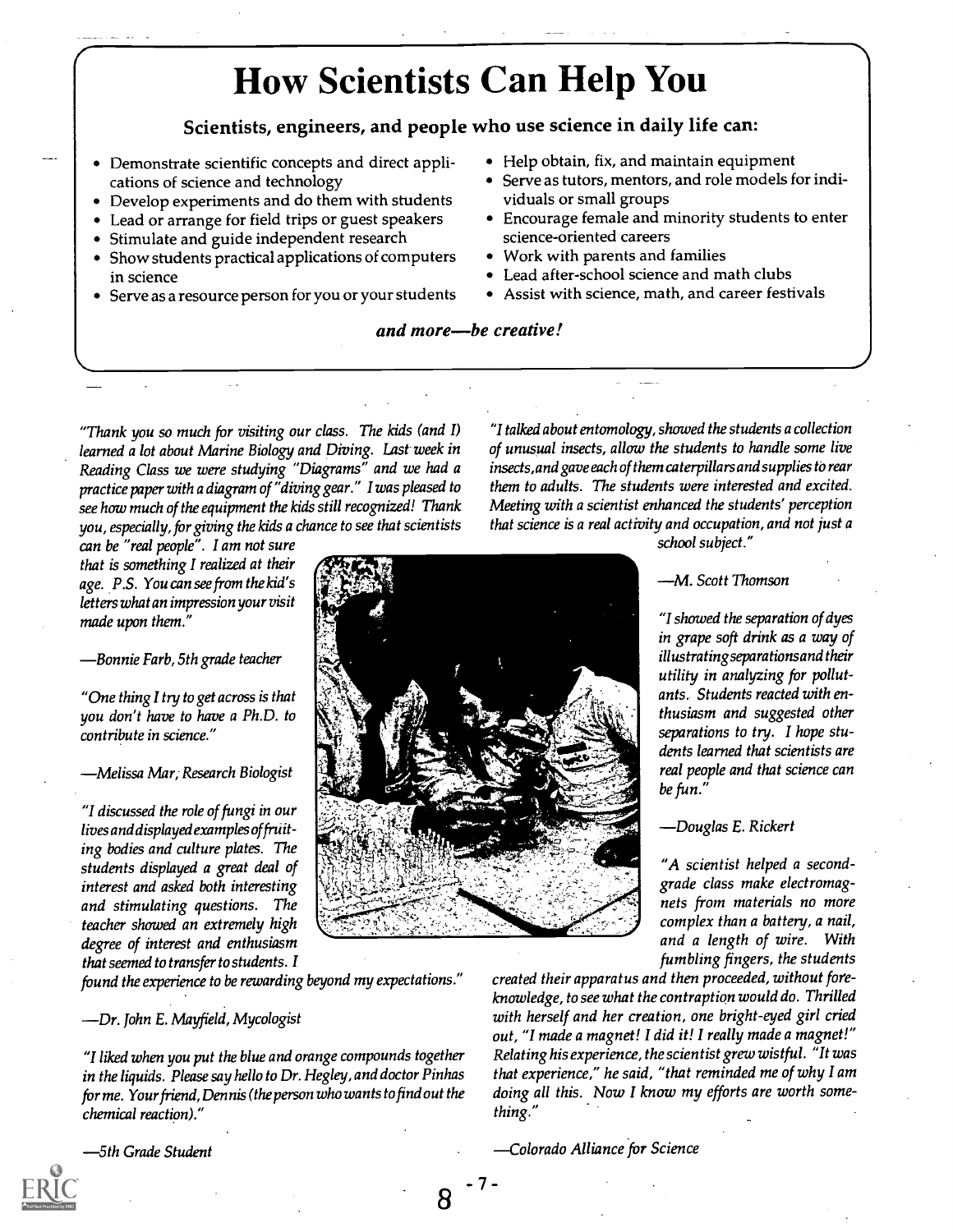# How Scientists Can Help You

### Scientists, engineers, and people who use science in daily life can:

- Demonstrate scientific concepts and direct applications of science and technology
- Develop experiments and do them with students
- Lead or arrange for field trips or guest speakers
- Stimulate and guide independent research
- Show students practical applications of computers in science
- Serve as a resource person for you or your students
- Help obtain, fix, and maintain equipment
- Serve as tutors, mentors, and role models for individuals or small groups
- Encourage female and minority students to enter science-oriented careers
- Work with parents and families
- Lead after-school science and math clubs
- Assist with science, math, and career festivals

***and more—be creative!***

*"Thank you so much for visiting our class. The kids (and I) learned a lot about Marine Biology and Diving. Last week in Reading Class we were studying "Diagrams" and we had a practice paper with a diagram of "diving gear." I was pleased to see how much of the equipment the kids still recognized! Thank you, especially, for giving the kids a chance to see that scientists can be "real people". I am not sure that is something I realized at their age. P.S. You can see from the kid's letters what an impression your visit made upon them."*

*—Bonnie Farb, 5th grade teacher*

*"One thing I try to get across is that you don't have to have a Ph.D. to contribute in science."*

*—Melissa Mar, Research Biologist*

*"I discussed the role of fungi in our lives and displayed examples of fruiting bodies and culture plates. The students displayed a great deal of interest and asked both interesting and stimulating questions. The teacher showed an extremely high degree of interest and enthusiasm that seemed to transfer to students. I found the experience to be rewarding beyond my expectations."*

*—Dr. John E. Mayfield, Mycologist*

*"I liked when you put the blue and orange compounds together in the liquids. Please say hello to Dr. Hegley, and doctor Pinhas for me. Your friend, Dennis (the person who wants to find out the chemical reaction)."*

*—5th Grade Student*

*"I talked about entomology, showed the students a collection of unusual insects, allow the students to handle some live insects, and gave each of them caterpillars and supplies to rear them to adults. The students were interested and excited. Meeting with a scientist enhanced the students' perception that science is a real activity and occupation, and not just a school subject."*

*—M. Scott Thomson*

*"I showed the separation of dyes in grape soft drink as a way of illustrating separations and their utility in analyzing for pollutants. Students reacted with enthusiasm and suggested other separations to try. I hope students learned that scientists are real people and that science can be fun."*

*—Douglas E. Rickert*

*"A scientist helped a second-grade class make electromagnets from materials no more complex than a battery, a nail, and a length of wire. With fumbling fingers, the students created their apparatus and then proceeded, without foreknowledge, to see what the contraption would do. Thrilled with herself and her creation, one bright-eyed girl cried out, "I made a magnet! I did it! I really made a magnet!" Relating his experience, the scientist grew wistful. "It was that experience," he said, "that reminded me of why I am doing all this. Now I know my efforts are worth something."*

*—Colorado Alliance for Science*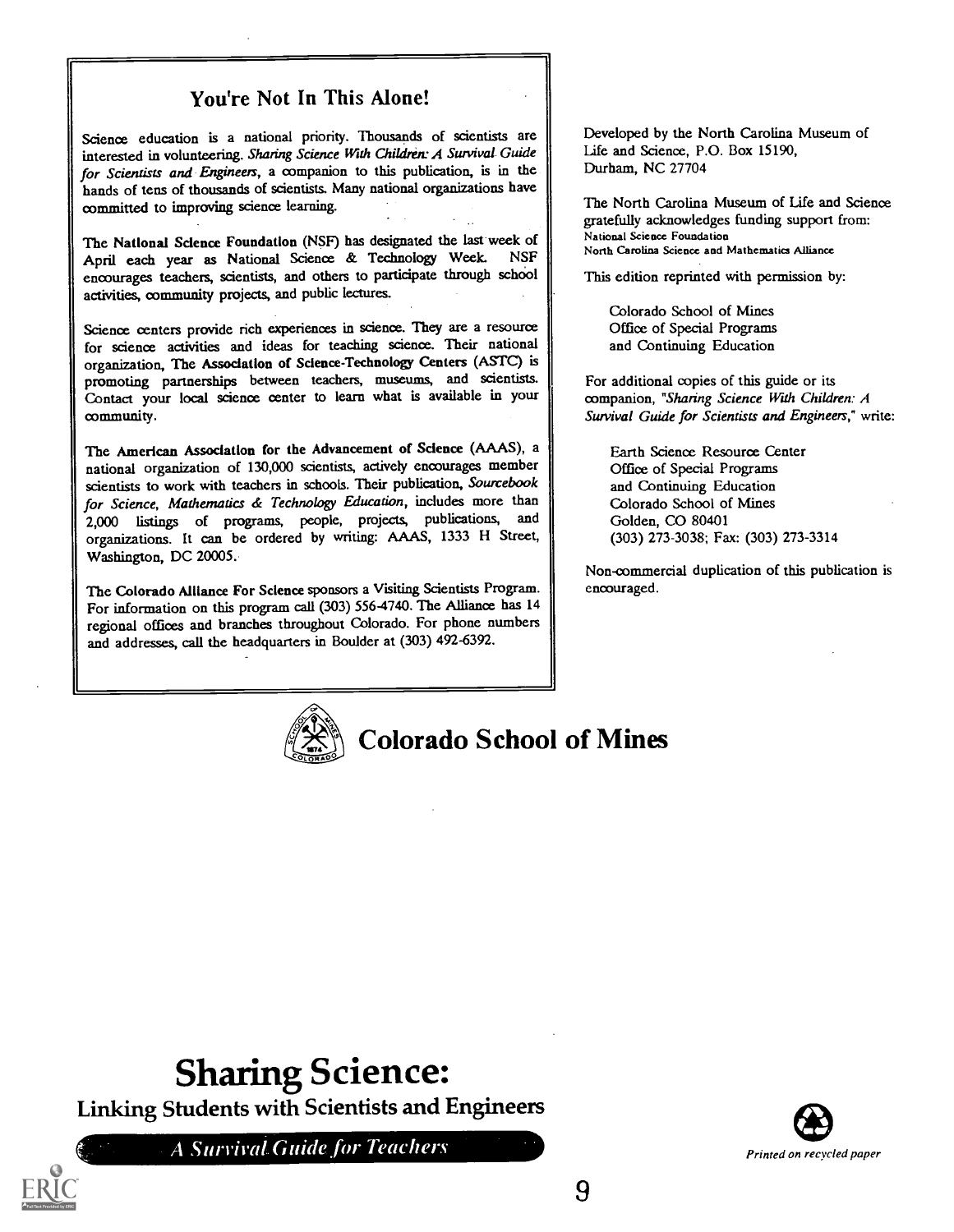## You're Not In This Alone!

Science education is a national priority. Thousands of scientists are interested in volunteering. *Sharing Science With Children: A Survival Guide for Scientists and Engineers*, a companion to this publication, is in the hands of tens of thousands of scientists. Many national organizations have committed to improving science learning.

The **National Science Foundation** (NSF) has designated the last week of April each year as National Science & Technology Week. NSF encourages teachers, scientists, and others to participate through school activities, community projects, and public lectures.

Science centers provide rich experiences in science. They are a resource for science activities and ideas for teaching science. Their national organization, The **Association of Science-Technology Centers** (ASTC) is promoting partnerships between teachers, museums, and scientists. Contact your local science center to learn what is available in your community.

The **American Association for the Advancement of Science** (AAAS), a national organization of 130,000 scientists, actively encourages member scientists to work with teachers in schools. Their publication, *Sourcebook for Science, Mathematics & Technology Education*, includes more than 2,000 listings of programs, people, projects, publications, and organizations. It can be ordered by writing: AAAS, 1333 H Street, Washington, DC 20005.

The **Colorado Alliance For Science** sponsors a Visiting Scientists Program. For information on this program call (303) 556-4740. The Alliance has 14 regional offices and branches throughout Colorado. For phone numbers and addresses, call the headquarters in Boulder at (303) 492-6392.

Developed by the North Carolina Museum of Life and Science, P.O. Box 15190, Durham, NC 27704

The North Carolina Museum of Life and Science gratefully acknowledges funding support from:
National Science Foundation
North Carolina Science and Mathematics Alliance

This edition reprinted with permission by:

Colorado School of Mines
Office of Special Programs
and Continuing Education

For additional copies of this guide or its companion, "*Sharing Science With Children: A Survival Guide for Scientists and Engineers*," write:

Earth Science Resource Center
Office of Special Programs
and Continuing Education
Colorado School of Mines
Golden, CO 80401
(303) 273-3038; Fax: (303) 273-3314

Non-commercial duplication of this publication is encouraged.

**Colorado School of Mines**

# Sharing Science:

## Linking Students with Scientists and Engineers

*A Survival Guide for Teachers*

*Printed on recycled paper*